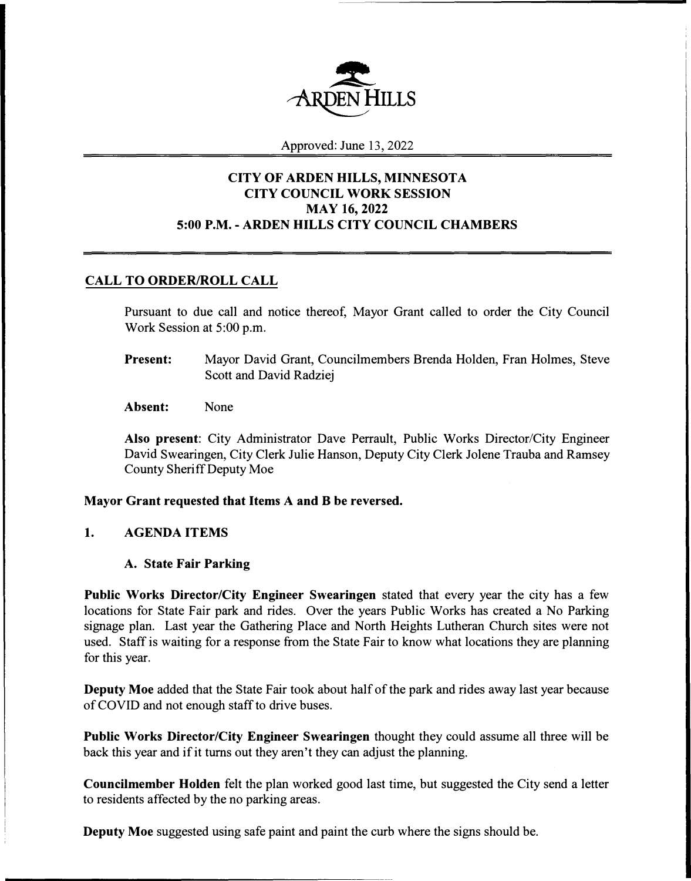ARDEN HILLS

Approved: June 13, 2022

# CITY OF ARDEN HILLS, MINNESOTA
# CITY COUNCIL WORK SESSION
# MAY 16, 2022
# 5:00 P.M. - ARDEN HILLS CITY COUNCIL CHAMBERS

## CALL TO ORDER/ROLL CALL

Pursuant to due call and notice thereof, Mayor Grant called to order the City Council Work Session at 5:00 p.m.

**Present:** Mayor David Grant, Councilmembers Brenda Holden, Fran Holmes, Steve Scott and David Radziej

**Absent:** None

**Also present**: City Administrator Dave Perrault, Public Works Director/City Engineer David Swearingen, City Clerk Julie Hanson, Deputy City Clerk Jolene Trauba and Ramsey County Sheriff Deputy Moe

**Mayor Grant requested that Items A and B be reversed.**

## 1. AGENDA ITEMS

### A. State Fair Parking

**Public Works Director/City Engineer Swearingen** stated that every year the city has a few locations for State Fair park and rides. Over the years Public Works has created a No Parking signage plan. Last year the Gathering Place and North Heights Lutheran Church sites were not used. Staff is waiting for a response from the State Fair to know what locations they are planning for this year.

**Deputy Moe** added that the State Fair took about half of the park and rides away last year because of COVID and not enough staff to drive buses.

**Public Works Director/City Engineer Swearingen** thought they could assume all three will be back this year and if it turns out they aren't they can adjust the planning.

**Councilmember Holden** felt the plan worked good last time, but suggested the City send a letter to residents affected by the no parking areas.

**Deputy Moe** suggested using safe paint and paint the curb where the signs should be.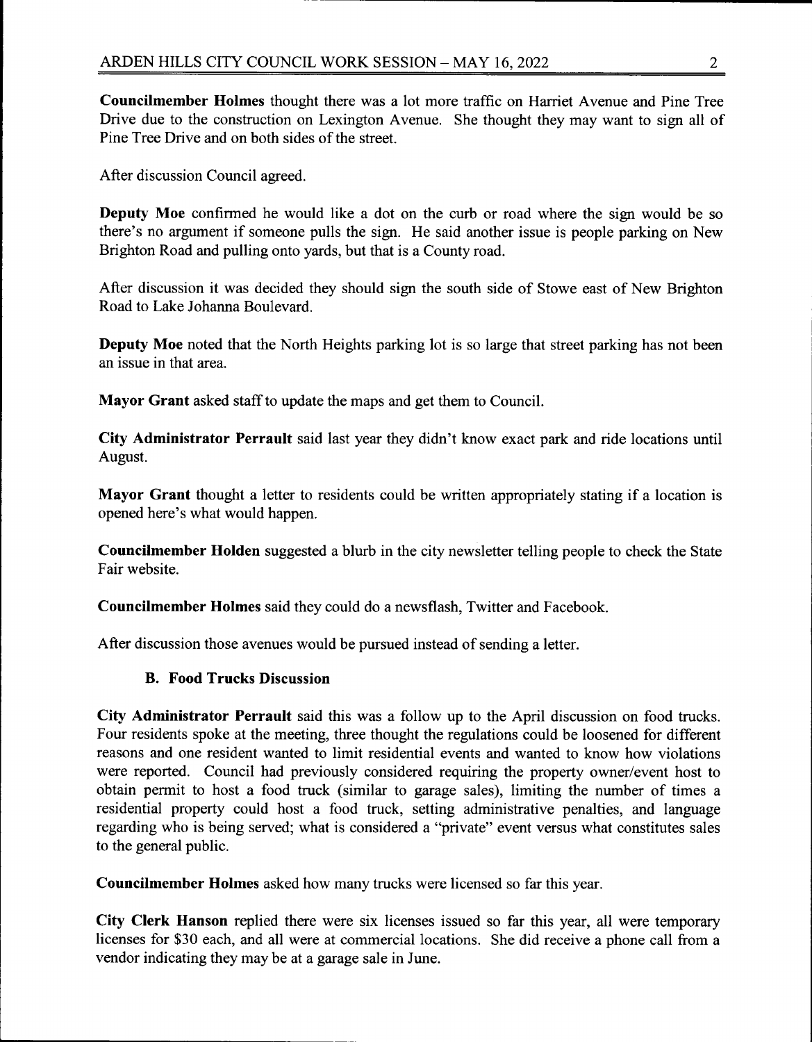**Councilmember Holmes** thought there was a lot more traffic on Harriet Avenue and Pine Tree Drive due to the construction on Lexington Avenue. She thought they may want to sign all of Pine Tree Drive and on both sides of the street.

After discussion Council agreed.

**Deputy Moe** confirmed he would like a dot on the curb or road where the sign would be so there's no argument if someone pulls the sign. He said another issue is people parking on New Brighton Road and pulling onto yards, but that is a County road.

After discussion it was decided they should sign the south side of Stowe east of New Brighton Road to Lake Johanna Boulevard.

**Deputy Moe** noted that the North Heights parking lot is so large that street parking has not been an issue in that area.

**Mayor Grant** asked staff to update the maps and get them to Council.

**City Administrator Perrault** said last year they didn't know exact park and ride locations until August.

**Mayor Grant** thought a letter to residents could be written appropriately stating if a location is opened here's what would happen.

**Councilmember Holden** suggested a blurb in the city newsletter telling people to check the State Fair website.

**Councilmember Holmes** said they could do a newsflash, Twitter and Facebook.

After discussion those avenues would be pursued instead of sending a letter.

### B. Food Trucks Discussion

**City Administrator Perrault** said this was a follow up to the April discussion on food trucks. Four residents spoke at the meeting, three thought the regulations could be loosened for different reasons and one resident wanted to limit residential events and wanted to know how violations were reported. Council had previously considered requiring the property owner/event host to obtain permit to host a food truck (similar to garage sales), limiting the number of times a residential property could host a food truck, setting administrative penalties, and language regarding who is being served; what is considered a "private" event versus what constitutes sales to the general public.

**Councilmember Holmes** asked how many trucks were licensed so far this year.

**City Clerk Hanson** replied there were six licenses issued so far this year, all were temporary licenses for $30 each, and all were at commercial locations. She did receive a phone call from a vendor indicating they may be at a garage sale in June.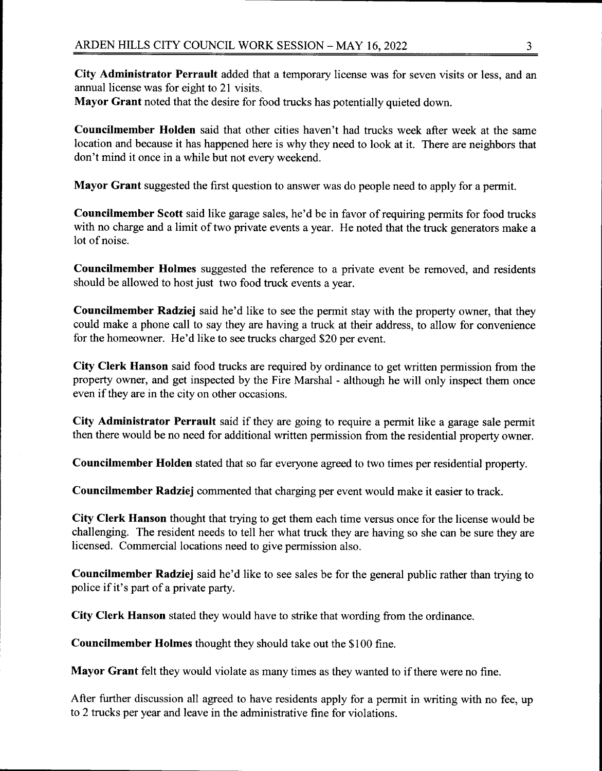**City Administrator Perrault** added that a temporary license was for seven visits or less, and an annual license was for eight to 21 visits.
**Mayor Grant** noted that the desire for food trucks has potentially quieted down.

**Councilmember Holden** said that other cities haven't had trucks week after week at the same location and because it has happened here is why they need to look at it. There are neighbors that don't mind it once in a while but not every weekend.

**Mayor Grant** suggested the first question to answer was do people need to apply for a permit.

**Councilmember Scott** said like garage sales, he'd be in favor of requiring permits for food trucks with no charge and a limit of two private events a year. He noted that the truck generators make a lot of noise.

**Councilmember Holmes** suggested the reference to a private event be removed, and residents should be allowed to host just two food truck events a year.

**Councilmember Radziej** said he'd like to see the permit stay with the property owner, that they could make a phone call to say they are having a truck at their address, to allow for convenience for the homeowner. He'd like to see trucks charged $20 per event.

**City Clerk Hanson** said food trucks are required by ordinance to get written permission from the property owner, and get inspected by the Fire Marshal - although he will only inspect them once even if they are in the city on other occasions.

**City Administrator Perrault** said if they are going to require a permit like a garage sale permit then there would be no need for additional written permission from the residential property owner.

**Councilmember Holden** stated that so far everyone agreed to two times per residential property.

**Councilmember Radziej** commented that charging per event would make it easier to track.

**City Clerk Hanson** thought that trying to get them each time versus once for the license would be challenging. The resident needs to tell her what truck they are having so she can be sure they are licensed. Commercial locations need to give permission also.

**Councilmember Radziej** said he'd like to see sales be for the general public rather than trying to police if it's part of a private party.

**City Clerk Hanson** stated they would have to strike that wording from the ordinance.

**Councilmember Holmes** thought they should take out the $100 fine.

**Mayor Grant** felt they would violate as many times as they wanted to if there were no fine.

After further discussion all agreed to have residents apply for a permit in writing with no fee, up to 2 trucks per year and leave in the administrative fine for violations.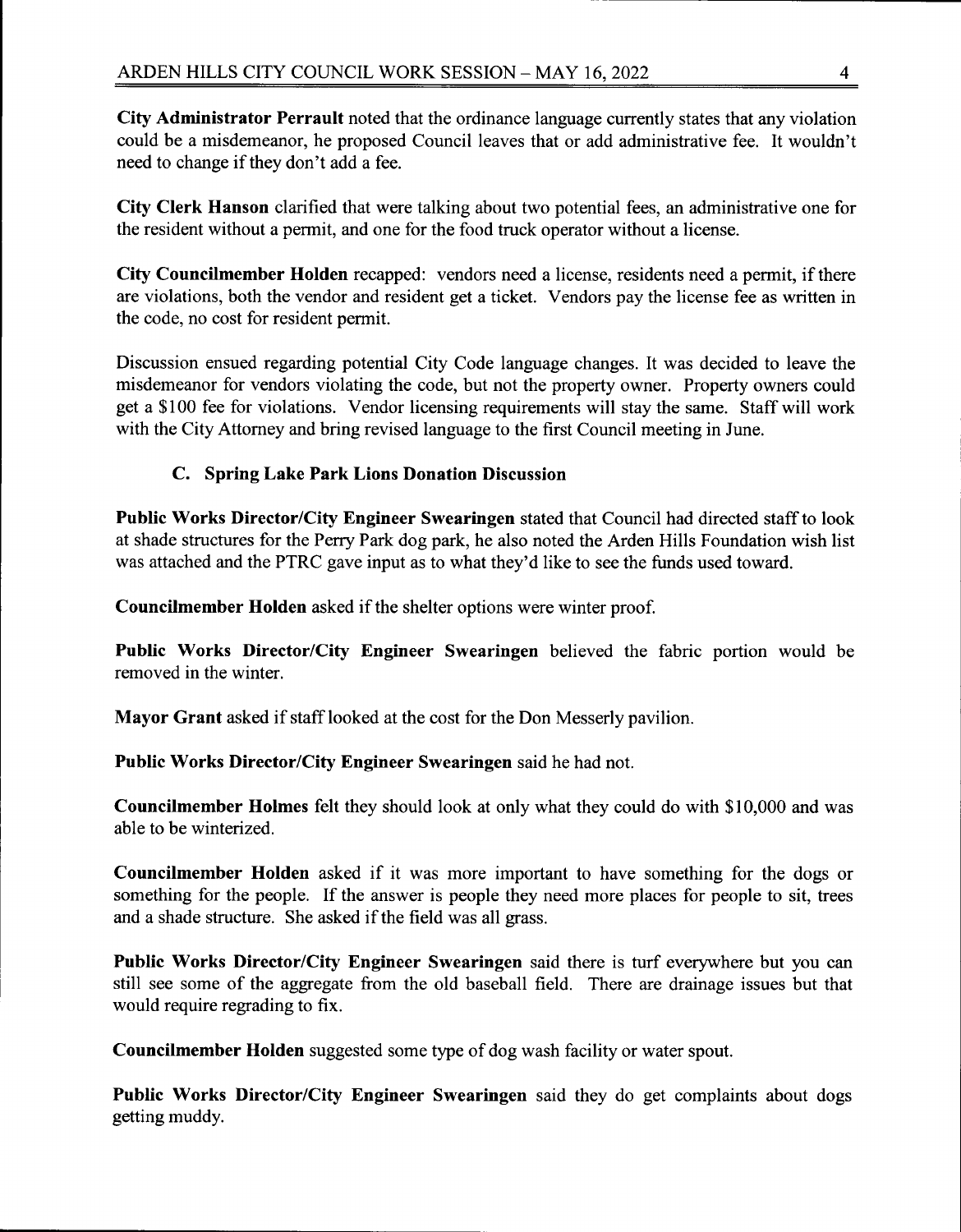**City Administrator Perrault** noted that the ordinance language currently states that any violation could be a misdemeanor, he proposed Council leaves that or add administrative fee. It wouldn't need to change if they don't add a fee.

**City Clerk Hanson** clarified that were talking about two potential fees, an administrative one for the resident without a permit, and one for the food truck operator without a license.

**City Councilmember Holden** recapped: vendors need a license, residents need a permit, if there are violations, both the vendor and resident get a ticket. Vendors pay the license fee as written in the code, no cost for resident permit.

Discussion ensued regarding potential City Code language changes. It was decided to leave the misdemeanor for vendors violating the code, but not the property owner. Property owners could get a $100 fee for violations. Vendor licensing requirements will stay the same. Staff will work with the City Attorney and bring revised language to the first Council meeting in June.

### C. Spring Lake Park Lions Donation Discussion

**Public Works Director/City Engineer Swearingen** stated that Council had directed staff to look at shade structures for the Perry Park dog park, he also noted the Arden Hills Foundation wish list was attached and the PTRC gave input as to what they'd like to see the funds used toward.

**Councilmember Holden** asked if the shelter options were winter proof.

**Public Works Director/City Engineer Swearingen** believed the fabric portion would be removed in the winter.

**Mayor Grant** asked if staff looked at the cost for the Don Messerly pavilion.

**Public Works Director/City Engineer Swearingen** said he had not.

**Councilmember Holmes** felt they should look at only what they could do with $10,000 and was able to be winterized.

**Councilmember Holden** asked if it was more important to have something for the dogs or something for the people. If the answer is people they need more places for people to sit, trees and a shade structure. She asked if the field was all grass.

**Public Works Director/City Engineer Swearingen** said there is turf everywhere but you can still see some of the aggregate from the old baseball field. There are drainage issues but that would require regrading to fix.

**Councilmember Holden** suggested some type of dog wash facility or water spout.

**Public Works Director/City Engineer Swearingen** said they do get complaints about dogs getting muddy.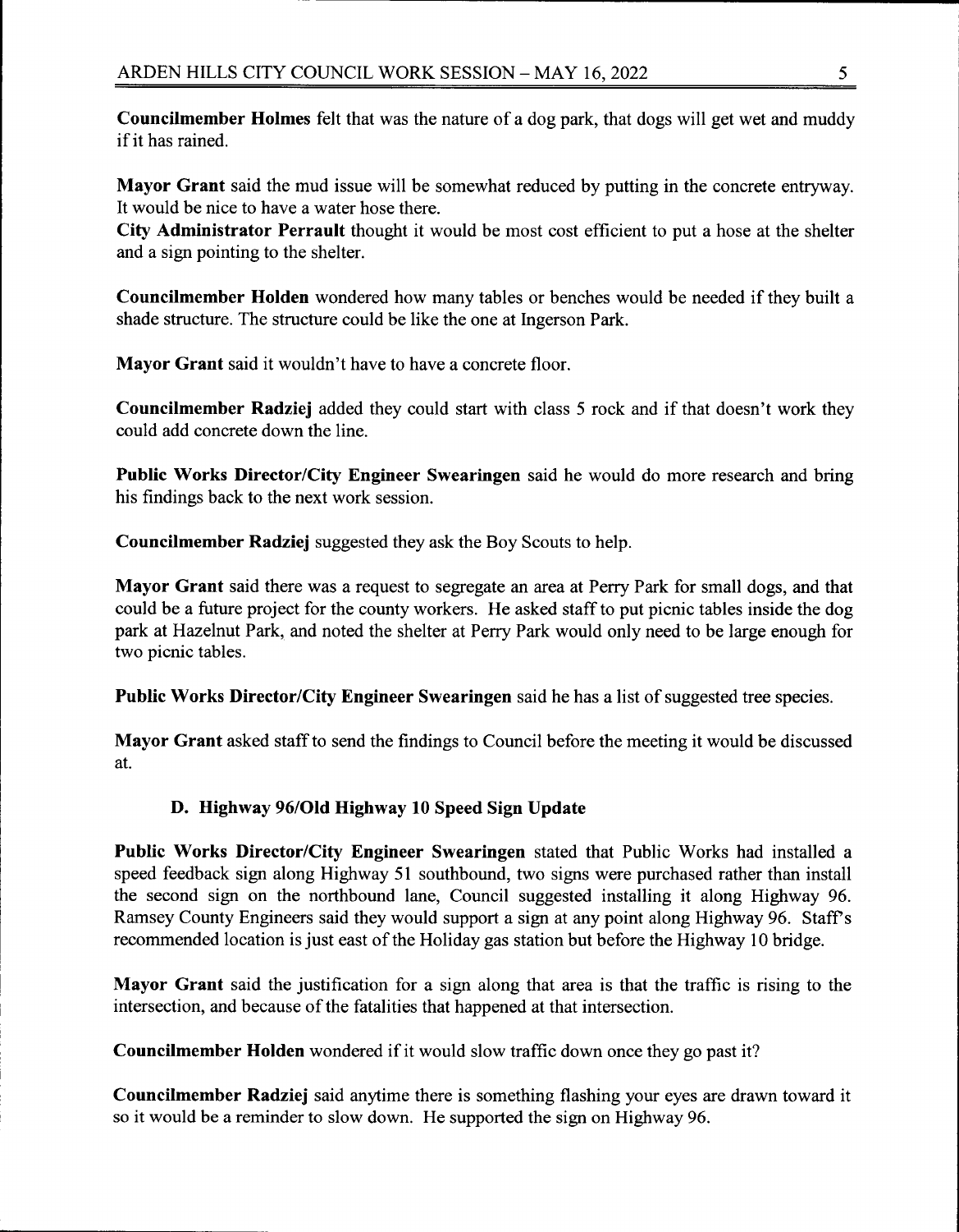**Councilmember Holmes** felt that was the nature of a dog park, that dogs will get wet and muddy if it has rained.

**Mayor Grant** said the mud issue will be somewhat reduced by putting in the concrete entryway. It would be nice to have a water hose there.
**City Administrator Perrault** thought it would be most cost efficient to put a hose at the shelter and a sign pointing to the shelter.

**Councilmember Holden** wondered how many tables or benches would be needed if they built a shade structure. The structure could be like the one at Ingerson Park.

**Mayor Grant** said it wouldn't have to have a concrete floor.

**Councilmember Radziej** added they could start with class 5 rock and if that doesn't work they could add concrete down the line.

**Public Works Director/City Engineer Swearingen** said he would do more research and bring his findings back to the next work session.

**Councilmember Radziej** suggested they ask the Boy Scouts to help.

**Mayor Grant** said there was a request to segregate an area at Perry Park for small dogs, and that could be a future project for the county workers. He asked staff to put picnic tables inside the dog park at Hazelnut Park, and noted the shelter at Perry Park would only need to be large enough for two picnic tables.

**Public Works Director/City Engineer Swearingen** said he has a list of suggested tree species.

**Mayor Grant** asked staff to send the findings to Council before the meeting it would be discussed at.

### D. Highway 96/Old Highway 10 Speed Sign Update

**Public Works Director/City Engineer Swearingen** stated that Public Works had installed a speed feedback sign along Highway 51 southbound, two signs were purchased rather than install the second sign on the northbound lane, Council suggested installing it along Highway 96. Ramsey County Engineers said they would support a sign at any point along Highway 96. Staff's recommended location is just east of the Holiday gas station but before the Highway 10 bridge.

**Mayor Grant** said the justification for a sign along that area is that the traffic is rising to the intersection, and because of the fatalities that happened at that intersection.

**Councilmember Holden** wondered if it would slow traffic down once they go past it?

**Councilmember Radziej** said anytime there is something flashing your eyes are drawn toward it so it would be a reminder to slow down. He supported the sign on Highway 96.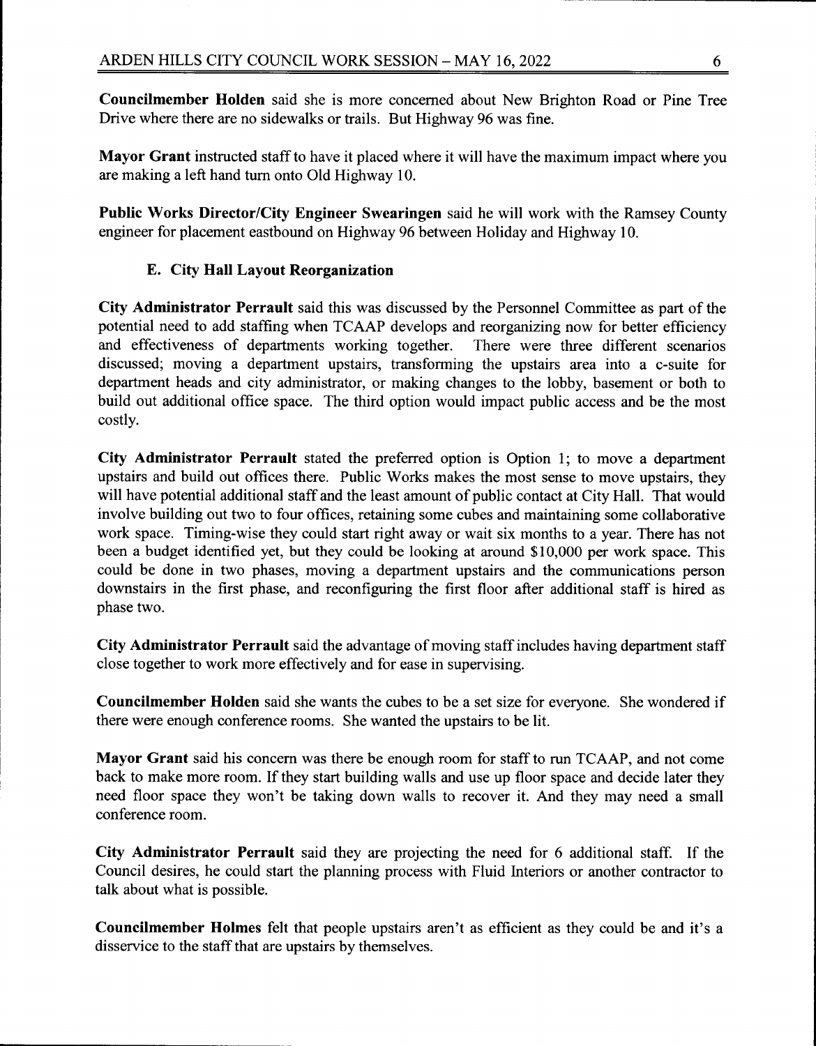**Councilmember Holden** said she is more concerned about New Brighton Road or Pine Tree Drive where there are no sidewalks or trails. But Highway 96 was fine.

**Mayor Grant** instructed staff to have it placed where it will have the maximum impact where you are making a left hand turn onto Old Highway 10.

**Public Works Director/City Engineer Swearingen** said he will work with the Ramsey County engineer for placement eastbound on Highway 96 between Holiday and Highway 10.

### E. City Hall Layout Reorganization

**City Administrator Perrault** said this was discussed by the Personnel Committee as part of the potential need to add staffing when TCAAP develops and reorganizing now for better efficiency and effectiveness of departments working together. There were three different scenarios discussed; moving a department upstairs, transforming the upstairs area into a c-suite for department heads and city administrator, or making changes to the lobby, basement or both to build out additional office space. The third option would impact public access and be the most costly.

**City Administrator Perrault** stated the preferred option is Option 1; to move a department upstairs and build out offices there. Public Works makes the most sense to move upstairs, they will have potential additional staff and the least amount of public contact at City Hall. That would involve building out two to four offices, retaining some cubes and maintaining some collaborative work space. Timing-wise they could start right away or wait six months to a year. There has not been a budget identified yet, but they could be looking at around $10,000 per work space. This could be done in two phases, moving a department upstairs and the communications person downstairs in the first phase, and reconfiguring the first floor after additional staff is hired as phase two.

**City Administrator Perrault** said the advantage of moving staff includes having department staff close together to work more effectively and for ease in supervising.

**Councilmember Holden** said she wants the cubes to be a set size for everyone. She wondered if there were enough conference rooms. She wanted the upstairs to be lit.

**Mayor Grant** said his concern was there be enough room for staff to run TCAAP, and not come back to make more room. If they start building walls and use up floor space and decide later they need floor space they won't be taking down walls to recover it. And they may need a small conference room.

**City Administrator Perrault** said they are projecting the need for 6 additional staff. If the Council desires, he could start the planning process with Fluid Interiors or another contractor to talk about what is possible.

**Councilmember Holmes** felt that people upstairs aren't as efficient as they could be and it's a disservice to the staff that are upstairs by themselves.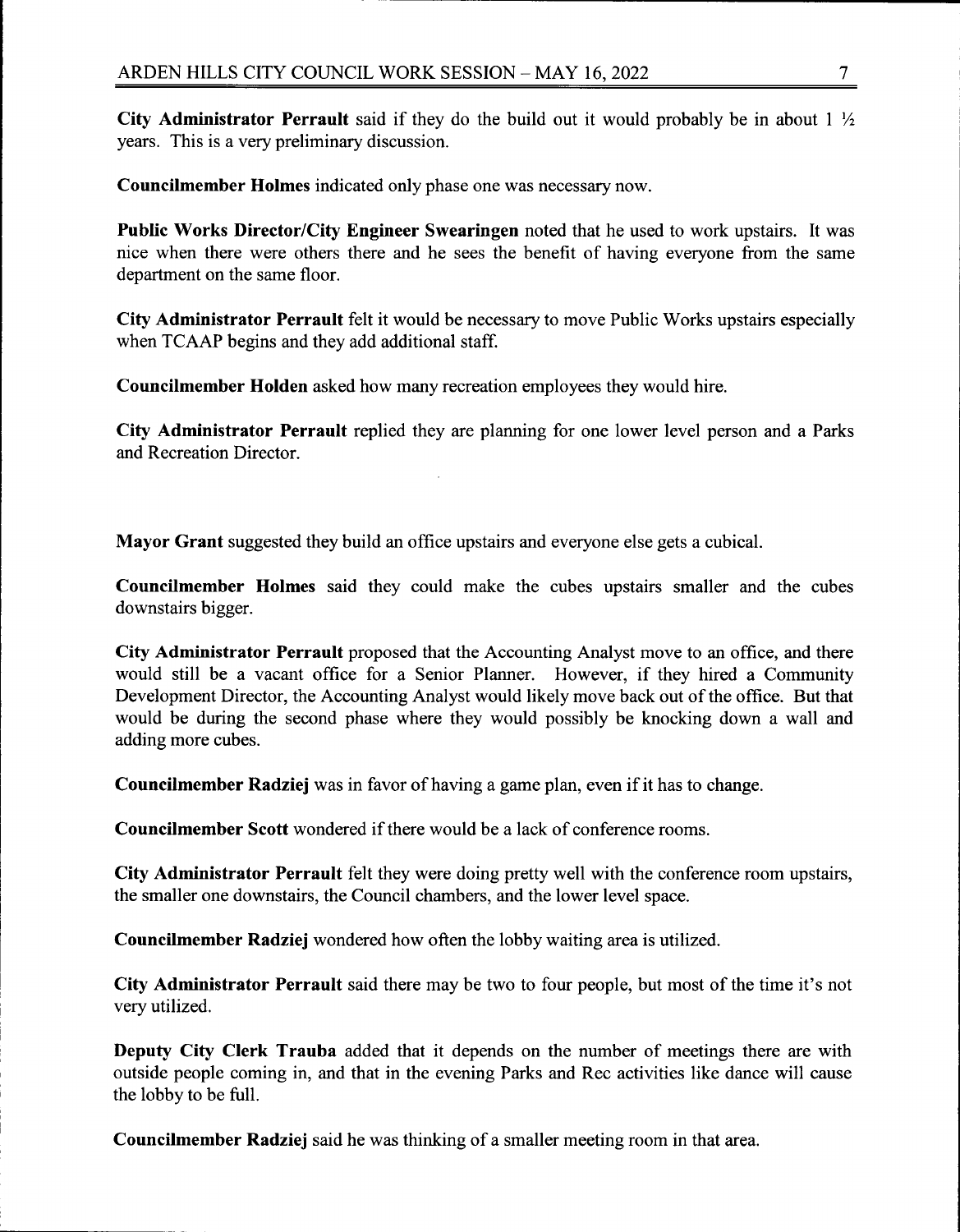**City Administrator Perrault** said if they do the build out it would probably be in about 1 ½ years. This is a very preliminary discussion.

**Councilmember Holmes** indicated only phase one was necessary now.

**Public Works Director/City Engineer Swearingen** noted that he used to work upstairs. It was nice when there were others there and he sees the benefit of having everyone from the same department on the same floor.

**City Administrator Perrault** felt it would be necessary to move Public Works upstairs especially when TCAAP begins and they add additional staff.

**Councilmember Holden** asked how many recreation employees they would hire.

**City Administrator Perrault** replied they are planning for one lower level person and a Parks and Recreation Director.

**Mayor Grant** suggested they build an office upstairs and everyone else gets a cubical.

**Councilmember Holmes** said they could make the cubes upstairs smaller and the cubes downstairs bigger.

**City Administrator Perrault** proposed that the Accounting Analyst move to an office, and there would still be a vacant office for a Senior Planner. However, if they hired a Community Development Director, the Accounting Analyst would likely move back out of the office. But that would be during the second phase where they would possibly be knocking down a wall and adding more cubes.

**Councilmember Radziej** was in favor of having a game plan, even if it has to change.

**Councilmember Scott** wondered if there would be a lack of conference rooms.

**City Administrator Perrault** felt they were doing pretty well with the conference room upstairs, the smaller one downstairs, the Council chambers, and the lower level space.

**Councilmember Radziej** wondered how often the lobby waiting area is utilized.

**City Administrator Perrault** said there may be two to four people, but most of the time it's not very utilized.

**Deputy City Clerk Trauba** added that it depends on the number of meetings there are with outside people coming in, and that in the evening Parks and Rec activities like dance will cause the lobby to be full.

**Councilmember Radziej** said he was thinking of a smaller meeting room in that area.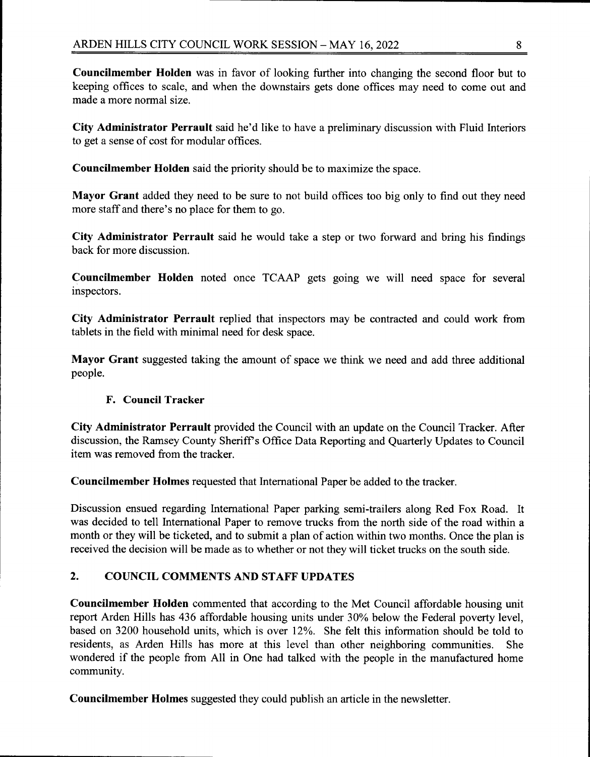**Councilmember Holden** was in favor of looking further into changing the second floor but to keeping offices to scale, and when the downstairs gets done offices may need to come out and made a more normal size.

**City Administrator Perrault** said he'd like to have a preliminary discussion with Fluid Interiors to get a sense of cost for modular offices.

**Councilmember Holden** said the priority should be to maximize the space.

**Mayor Grant** added they need to be sure to not build offices too big only to find out they need more staff and there's no place for them to go.

**City Administrator Perrault** said he would take a step or two forward and bring his findings back for more discussion.

**Councilmember Holden** noted once TCAAP gets going we will need space for several inspectors.

**City Administrator Perrault** replied that inspectors may be contracted and could work from tablets in the field with minimal need for desk space.

**Mayor Grant** suggested taking the amount of space we think we need and add three additional people.

### F. Council Tracker

**City Administrator Perrault** provided the Council with an update on the Council Tracker. After discussion, the Ramsey County Sheriff's Office Data Reporting and Quarterly Updates to Council item was removed from the tracker.

**Councilmember Holmes** requested that International Paper be added to the tracker.

Discussion ensued regarding International Paper parking semi-trailers along Red Fox Road. It was decided to tell International Paper to remove trucks from the north side of the road within a month or they will be ticketed, and to submit a plan of action within two months. Once the plan is received the decision will be made as to whether or not they will ticket trucks on the south side.

## 2. COUNCIL COMMENTS AND STAFF UPDATES

**Councilmember Holden** commented that according to the Met Council affordable housing unit report Arden Hills has 436 affordable housing units under 30% below the Federal poverty level, based on 3200 household units, which is over 12%. She felt this information should be told to residents, as Arden Hills has more at this level than other neighboring communities. She wondered if the people from All in One had talked with the people in the manufactured home community.

**Councilmember Holmes** suggested they could publish an article in the newsletter.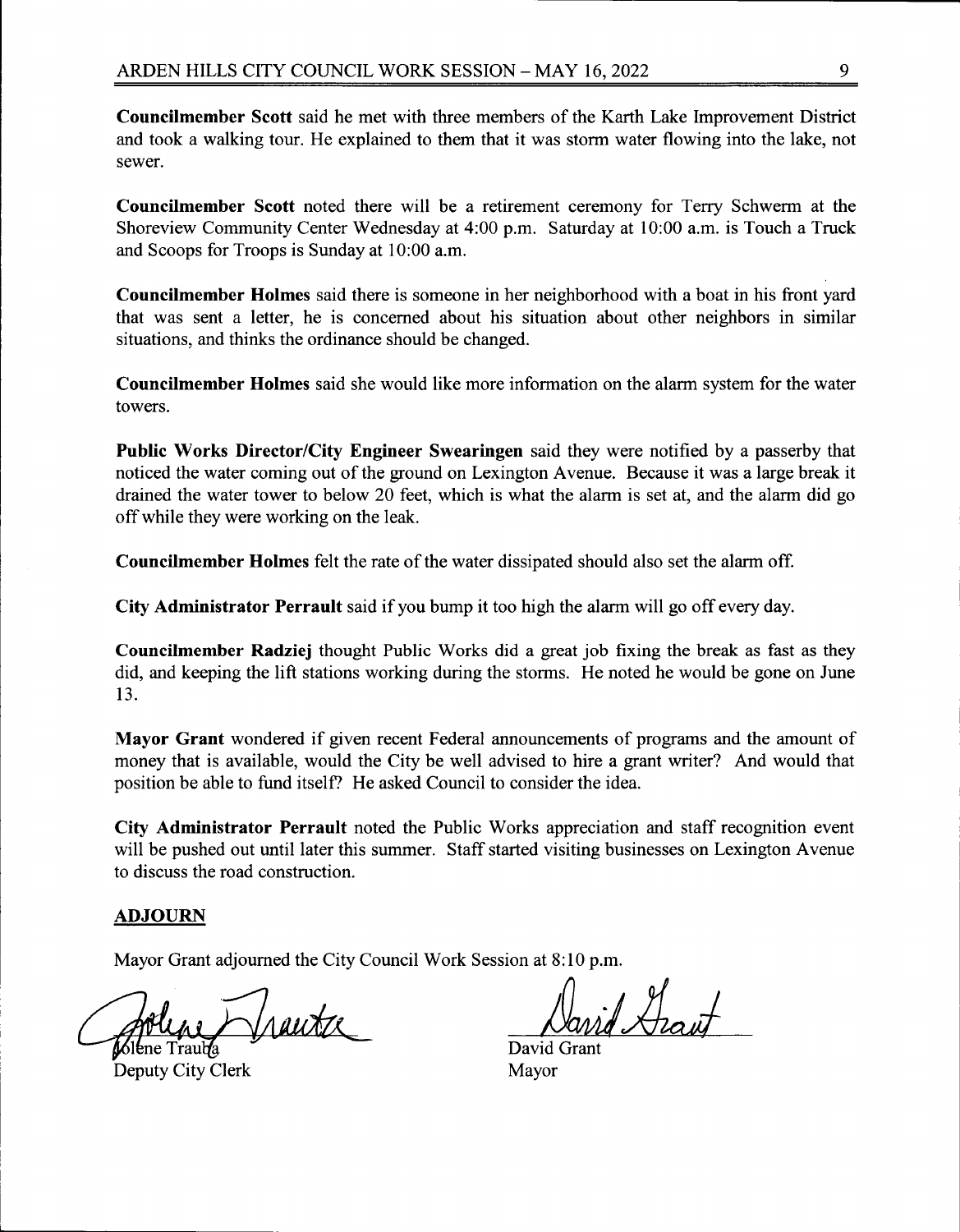**Councilmember Scott** said he met with three members of the Karth Lake Improvement District and took a walking tour. He explained to them that it was storm water flowing into the lake, not sewer.

**Councilmember Scott** noted there will be a retirement ceremony for Terry Schwerm at the Shoreview Community Center Wednesday at 4:00 p.m. Saturday at 10:00 a.m. is Touch a Truck and Scoops for Troops is Sunday at 10:00 a.m.

**Councilmember Holmes** said there is someone in her neighborhood with a boat in his front yard that was sent a letter, he is concerned about his situation about other neighbors in similar situations, and thinks the ordinance should be changed.

**Councilmember Holmes** said she would like more information on the alarm system for the water towers.

**Public Works Director/City Engineer Swearingen** said they were notified by a passerby that noticed the water coming out of the ground on Lexington Avenue. Because it was a large break it drained the water tower to below 20 feet, which is what the alarm is set at, and the alarm did go off while they were working on the leak.

**Councilmember Holmes** felt the rate of the water dissipated should also set the alarm off.

**City Administrator Perrault** said if you bump it too high the alarm will go off every day.

**Councilmember Radziej** thought Public Works did a great job fixing the break as fast as they did, and keeping the lift stations working during the storms. He noted he would be gone on June 13.

**Mayor Grant** wondered if given recent Federal announcements of programs and the amount of money that is available, would the City be well advised to hire a grant writer? And would that position be able to fund itself? He asked Council to consider the idea.

**City Administrator Perrault** noted the Public Works appreciation and staff recognition event will be pushed out until later this summer. Staff started visiting businesses on Lexington Avenue to discuss the road construction.

## ADJOURN

Mayor Grant adjourned the City Council Work Session at 8:10 p.m.

Julie Trauba
Deputy City Clerk

David Grant
Mayor